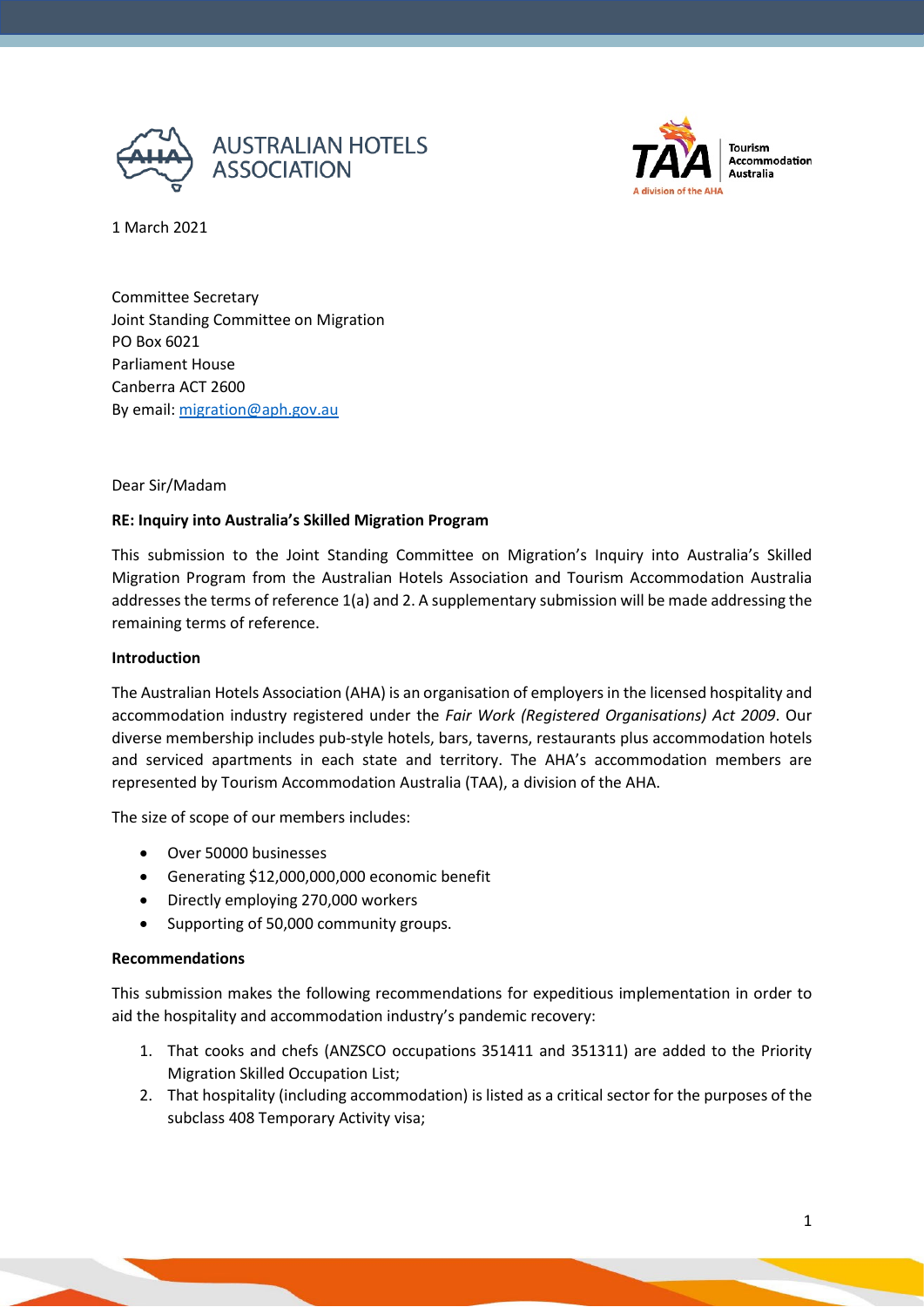AUSTRALIAN HOTELS ASSOCIATION

Tourism Accommodation Australia – A division of the AHA

1 March 2021

Committee Secretary
Joint Standing Committee on Migration
PO Box 6021
Parliament House
Canberra ACT 2600
By email: migration@aph.gov.au

Dear Sir/Madam

**RE: Inquiry into Australia's Skilled Migration Program**

This submission to the Joint Standing Committee on Migration's Inquiry into Australia's Skilled Migration Program from the Australian Hotels Association and Tourism Accommodation Australia addresses the terms of reference 1(a) and 2. A supplementary submission will be made addressing the remaining terms of reference.

**Introduction**

The Australian Hotels Association (AHA) is an organisation of employers in the licensed hospitality and accommodation industry registered under the *Fair Work (Registered Organisations) Act 2009*. Our diverse membership includes pub-style hotels, bars, taverns, restaurants plus accommodation hotels and serviced apartments in each state and territory. The AHA's accommodation members are represented by Tourism Accommodation Australia (TAA), a division of the AHA.

The size of scope of our members includes:

- Over 50000 businesses
- Generating $12,000,000,000 economic benefit
- Directly employing 270,000 workers
- Supporting of 50,000 community groups.

**Recommendations**

This submission makes the following recommendations for expeditious implementation in order to aid the hospitality and accommodation industry's pandemic recovery:

1. That cooks and chefs (ANZSCO occupations 351411 and 351311) are added to the Priority Migration Skilled Occupation List;
2. That hospitality (including accommodation) is listed as a critical sector for the purposes of the subclass 408 Temporary Activity visa;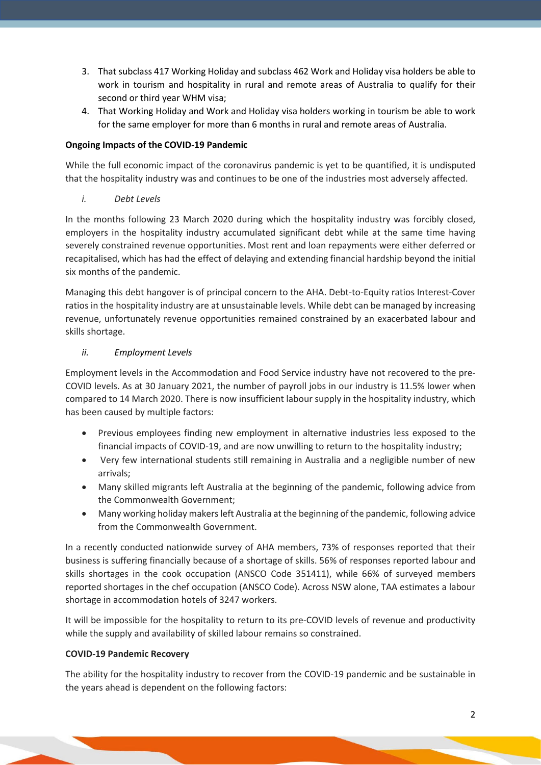3. That subclass 417 Working Holiday and subclass 462 Work and Holiday visa holders be able to work in tourism and hospitality in rural and remote areas of Australia to qualify for their second or third year WHM visa;
4. That Working Holiday and Work and Holiday visa holders working in tourism be able to work for the same employer for more than 6 months in rural and remote areas of Australia.

**Ongoing Impacts of the COVID-19 Pandemic**

While the full economic impact of the coronavirus pandemic is yet to be quantified, it is undisputed that the hospitality industry was and continues to be one of the industries most adversely affected.

*i. Debt Levels*

In the months following 23 March 2020 during which the hospitality industry was forcibly closed, employers in the hospitality industry accumulated significant debt while at the same time having severely constrained revenue opportunities. Most rent and loan repayments were either deferred or recapitalised, which has had the effect of delaying and extending financial hardship beyond the initial six months of the pandemic.

Managing this debt hangover is of principal concern to the AHA. Debt-to-Equity ratios Interest-Cover ratios in the hospitality industry are at unsustainable levels. While debt can be managed by increasing revenue, unfortunately revenue opportunities remained constrained by an exacerbated labour and skills shortage.

*ii. Employment Levels*

Employment levels in the Accommodation and Food Service industry have not recovered to the pre-COVID levels. As at 30 January 2021, the number of payroll jobs in our industry is 11.5% lower when compared to 14 March 2020. There is now insufficient labour supply in the hospitality industry, which has been caused by multiple factors:

- Previous employees finding new employment in alternative industries less exposed to the financial impacts of COVID-19, and are now unwilling to return to the hospitality industry;
- Very few international students still remaining in Australia and a negligible number of new arrivals;
- Many skilled migrants left Australia at the beginning of the pandemic, following advice from the Commonwealth Government;
- Many working holiday makers left Australia at the beginning of the pandemic, following advice from the Commonwealth Government.

In a recently conducted nationwide survey of AHA members, 73% of responses reported that their business is suffering financially because of a shortage of skills. 56% of responses reported labour and skills shortages in the cook occupation (ANSCO Code 351411), while 66% of surveyed members reported shortages in the chef occupation (ANSCO Code). Across NSW alone, TAA estimates a labour shortage in accommodation hotels of 3247 workers.

It will be impossible for the hospitality to return to its pre-COVID levels of revenue and productivity while the supply and availability of skilled labour remains so constrained.

**COVID-19 Pandemic Recovery**

The ability for the hospitality industry to recover from the COVID-19 pandemic and be sustainable in the years ahead is dependent on the following factors: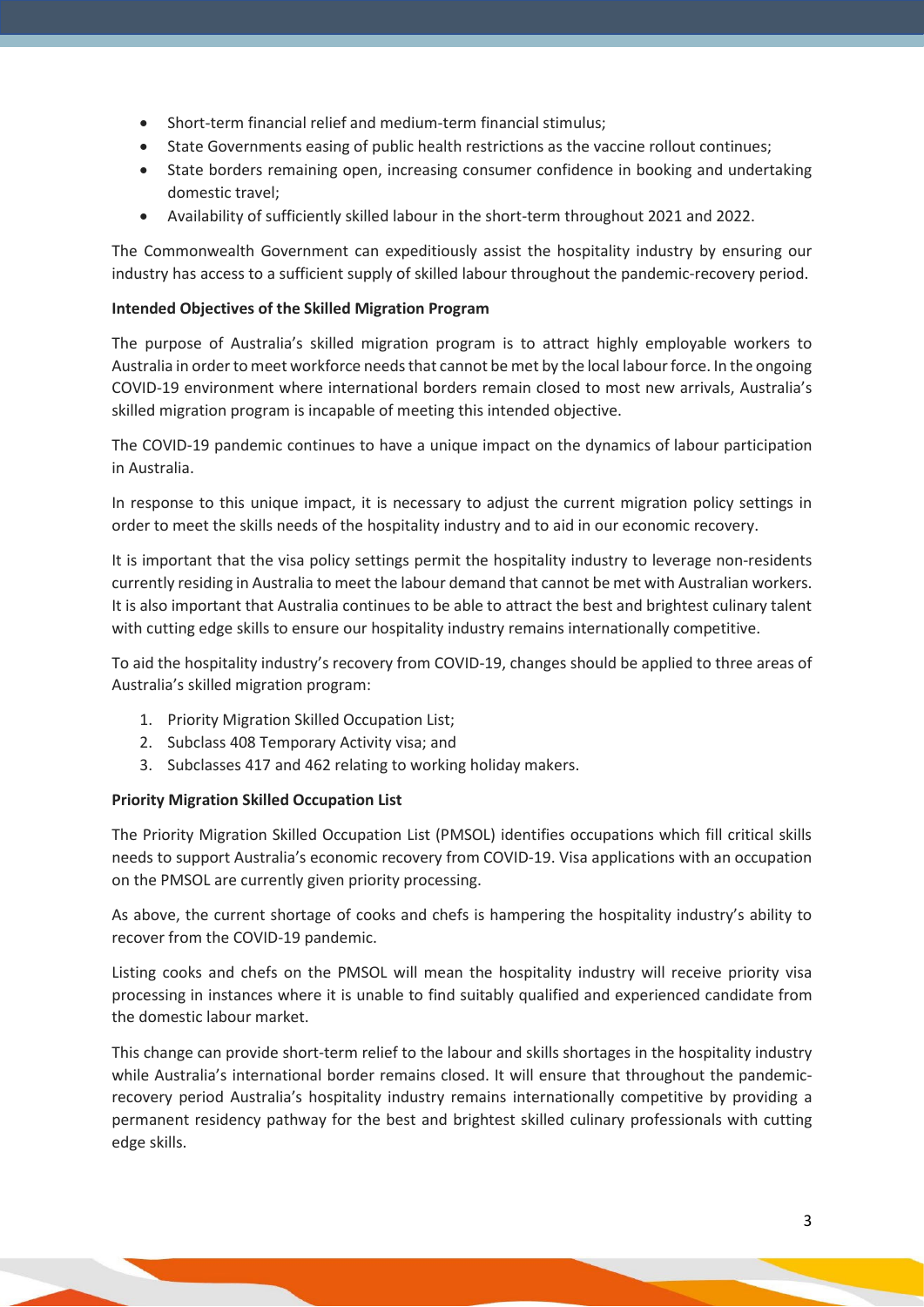- Short-term financial relief and medium-term financial stimulus;
- State Governments easing of public health restrictions as the vaccine rollout continues;
- State borders remaining open, increasing consumer confidence in booking and undertaking domestic travel;
- Availability of sufficiently skilled labour in the short-term throughout 2021 and 2022.

The Commonwealth Government can expeditiously assist the hospitality industry by ensuring our industry has access to a sufficient supply of skilled labour throughout the pandemic-recovery period.

**Intended Objectives of the Skilled Migration Program**

The purpose of Australia's skilled migration program is to attract highly employable workers to Australia in order to meet workforce needs that cannot be met by the local labour force. In the ongoing COVID-19 environment where international borders remain closed to most new arrivals, Australia's skilled migration program is incapable of meeting this intended objective.

The COVID-19 pandemic continues to have a unique impact on the dynamics of labour participation in Australia.

In response to this unique impact, it is necessary to adjust the current migration policy settings in order to meet the skills needs of the hospitality industry and to aid in our economic recovery.

It is important that the visa policy settings permit the hospitality industry to leverage non-residents currently residing in Australia to meet the labour demand that cannot be met with Australian workers. It is also important that Australia continues to be able to attract the best and brightest culinary talent with cutting edge skills to ensure our hospitality industry remains internationally competitive.

To aid the hospitality industry's recovery from COVID-19, changes should be applied to three areas of Australia's skilled migration program:

1. Priority Migration Skilled Occupation List;
2. Subclass 408 Temporary Activity visa; and
3. Subclasses 417 and 462 relating to working holiday makers.

**Priority Migration Skilled Occupation List**

The Priority Migration Skilled Occupation List (PMSOL) identifies occupations which fill critical skills needs to support Australia's economic recovery from COVID-19. Visa applications with an occupation on the PMSOL are currently given priority processing.

As above, the current shortage of cooks and chefs is hampering the hospitality industry's ability to recover from the COVID-19 pandemic.

Listing cooks and chefs on the PMSOL will mean the hospitality industry will receive priority visa processing in instances where it is unable to find suitably qualified and experienced candidate from the domestic labour market.

This change can provide short-term relief to the labour and skills shortages in the hospitality industry while Australia's international border remains closed. It will ensure that throughout the pandemic-recovery period Australia's hospitality industry remains internationally competitive by providing a permanent residency pathway for the best and brightest skilled culinary professionals with cutting edge skills.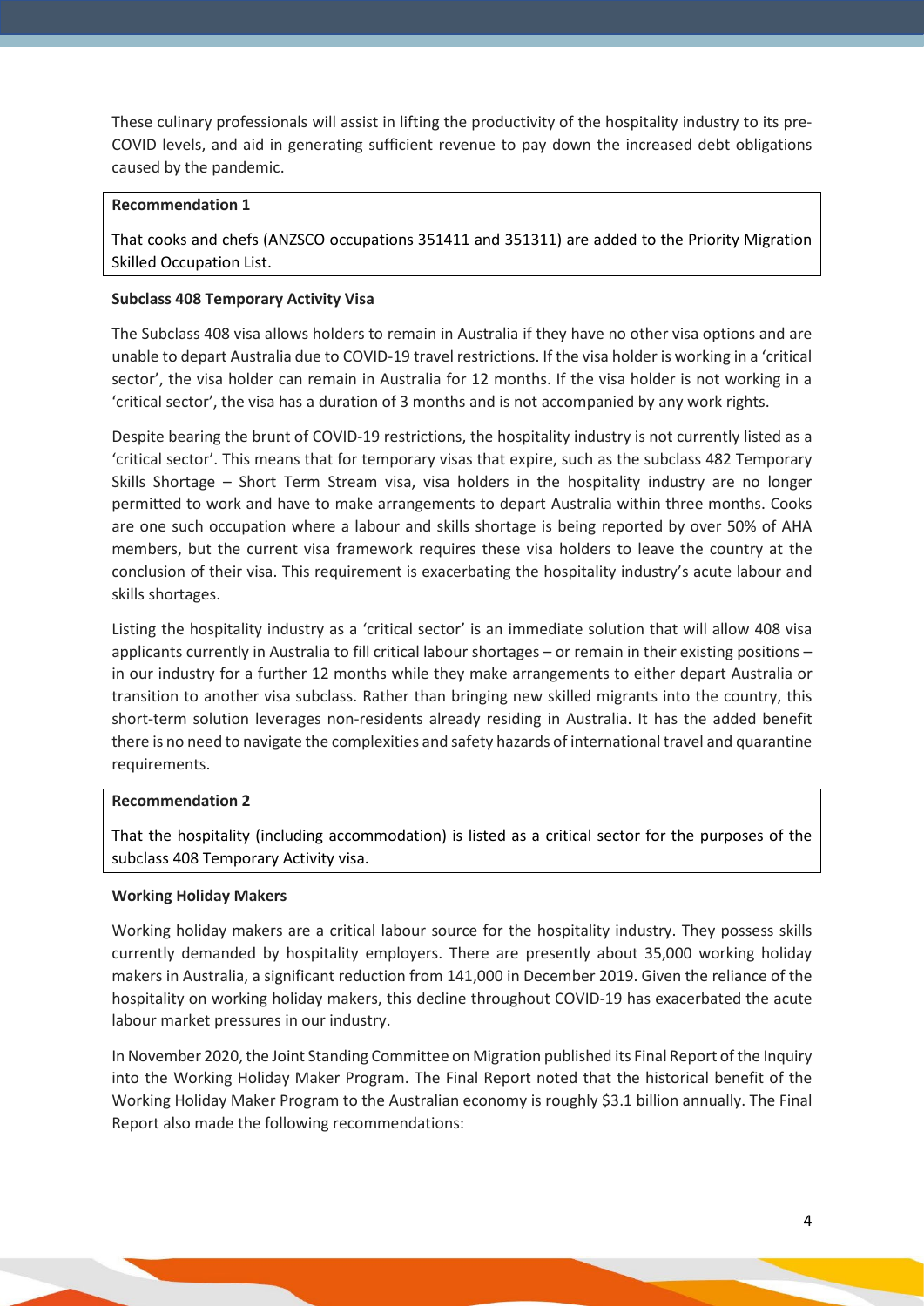These culinary professionals will assist in lifting the productivity of the hospitality industry to its pre-COVID levels, and aid in generating sufficient revenue to pay down the increased debt obligations caused by the pandemic.

> **Recommendation 1**
>
> That cooks and chefs (ANZSCO occupations 351411 and 351311) are added to the Priority Migration Skilled Occupation List.

**Subclass 408 Temporary Activity Visa**

The Subclass 408 visa allows holders to remain in Australia if they have no other visa options and are unable to depart Australia due to COVID-19 travel restrictions. If the visa holder is working in a 'critical sector', the visa holder can remain in Australia for 12 months. If the visa holder is not working in a 'critical sector', the visa has a duration of 3 months and is not accompanied by any work rights.

Despite bearing the brunt of COVID-19 restrictions, the hospitality industry is not currently listed as a 'critical sector'. This means that for temporary visas that expire, such as the subclass 482 Temporary Skills Shortage – Short Term Stream visa, visa holders in the hospitality industry are no longer permitted to work and have to make arrangements to depart Australia within three months. Cooks are one such occupation where a labour and skills shortage is being reported by over 50% of AHA members, but the current visa framework requires these visa holders to leave the country at the conclusion of their visa. This requirement is exacerbating the hospitality industry's acute labour and skills shortages.

Listing the hospitality industry as a 'critical sector' is an immediate solution that will allow 408 visa applicants currently in Australia to fill critical labour shortages – or remain in their existing positions – in our industry for a further 12 months while they make arrangements to either depart Australia or transition to another visa subclass. Rather than bringing new skilled migrants into the country, this short-term solution leverages non-residents already residing in Australia. It has the added benefit there is no need to navigate the complexities and safety hazards of international travel and quarantine requirements.

> **Recommendation 2**
>
> That the hospitality (including accommodation) is listed as a critical sector for the purposes of the subclass 408 Temporary Activity visa.

**Working Holiday Makers**

Working holiday makers are a critical labour source for the hospitality industry. They possess skills currently demanded by hospitality employers. There are presently about 35,000 working holiday makers in Australia, a significant reduction from 141,000 in December 2019. Given the reliance of the hospitality on working holiday makers, this decline throughout COVID-19 has exacerbated the acute labour market pressures in our industry.

In November 2020, the Joint Standing Committee on Migration published its Final Report of the Inquiry into the Working Holiday Maker Program. The Final Report noted that the historical benefit of the Working Holiday Maker Program to the Australian economy is roughly $3.1 billion annually. The Final Report also made the following recommendations: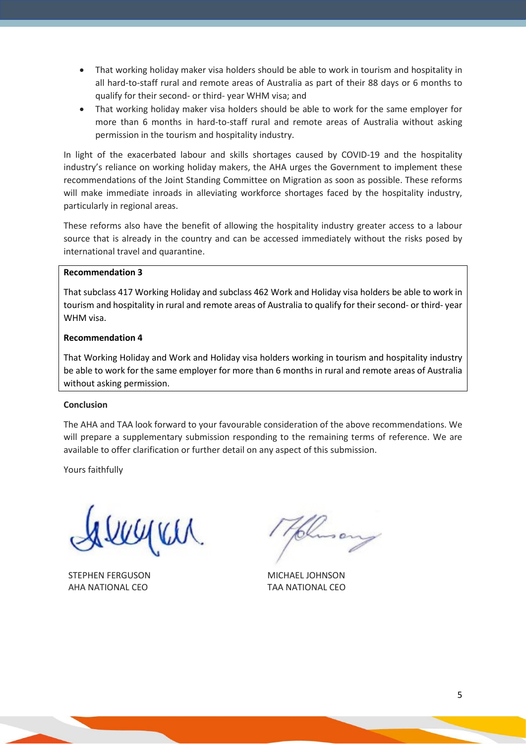- That working holiday maker visa holders should be able to work in tourism and hospitality in all hard-to-staff rural and remote areas of Australia as part of their 88 days or 6 months to qualify for their second- or third- year WHM visa; and
- That working holiday maker visa holders should be able to work for the same employer for more than 6 months in hard-to-staff rural and remote areas of Australia without asking permission in the tourism and hospitality industry.

In light of the exacerbated labour and skills shortages caused by COVID-19 and the hospitality industry's reliance on working holiday makers, the AHA urges the Government to implement these recommendations of the Joint Standing Committee on Migration as soon as possible. These reforms will make immediate inroads in alleviating workforce shortages faced by the hospitality industry, particularly in regional areas.

These reforms also have the benefit of allowing the hospitality industry greater access to a labour source that is already in the country and can be accessed immediately without the risks posed by international travel and quarantine.

**Recommendation 3**

That subclass 417 Working Holiday and subclass 462 Work and Holiday visa holders be able to work in tourism and hospitality in rural and remote areas of Australia to qualify for their second- or third- year WHM visa.

**Recommendation 4**

That Working Holiday and Work and Holiday visa holders working in tourism and hospitality industry be able to work for the same employer for more than 6 months in rural and remote areas of Australia without asking permission.

**Conclusion**

The AHA and TAA look forward to your favourable consideration of the above recommendations. We will prepare a supplementary submission responding to the remaining terms of reference. We are available to offer clarification or further detail on any aspect of this submission.

Yours faithfully

STEPHEN FERGUSON
AHA NATIONAL CEO

MICHAEL JOHNSON
TAA NATIONAL CEO